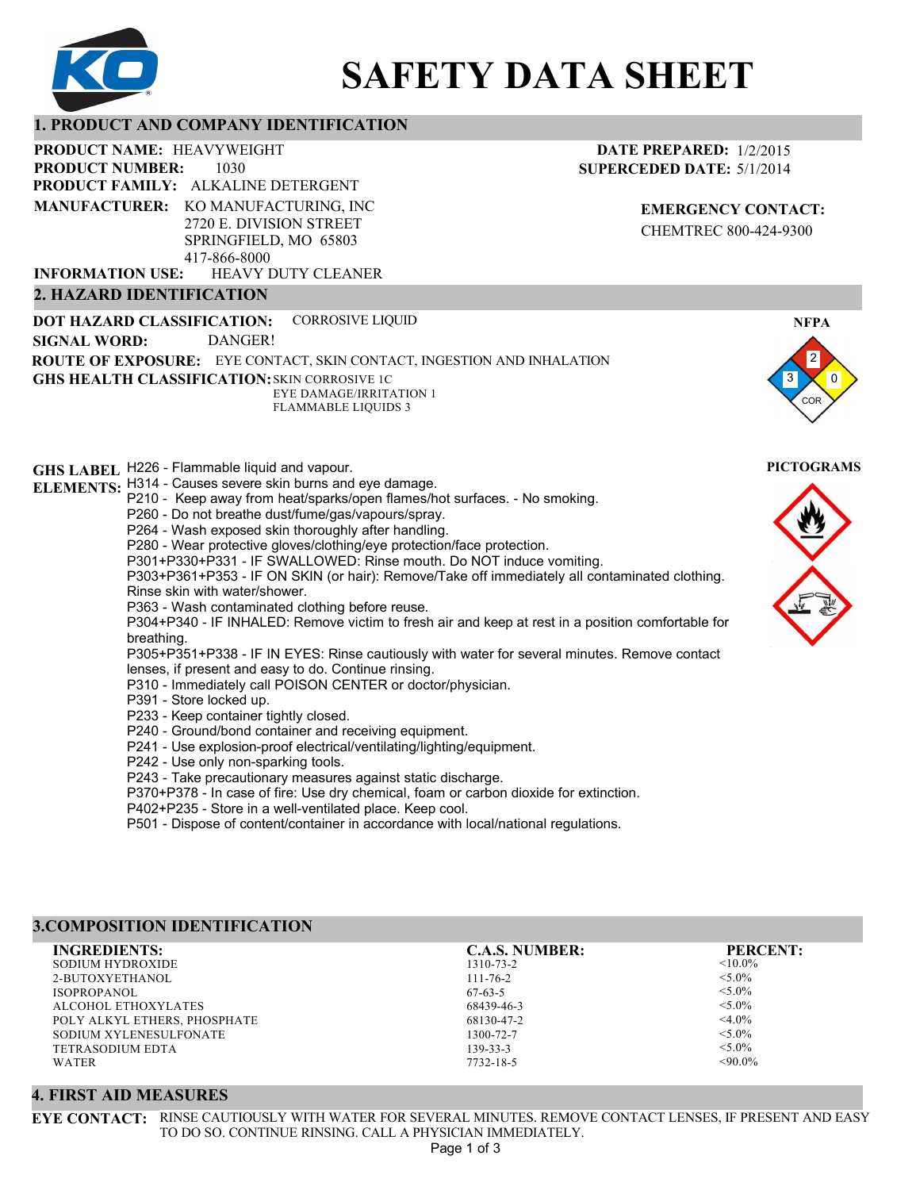# SAFETY DATA SHEET

## 1. PRODUCT AND COMPANY IDENTIFICATION

**PRODUCT NAME:** HEAVYWEIGHT
**PRODUCT NUMBER:** 1030
**PRODUCT FAMILY:** ALKALINE DETERGENT
**MANUFACTURER:** KO MANUFACTURING, INC
2720 E. DIVISION STREET
SPRINGFIELD, MO 65803
417-866-8000
**INFORMATION USE:** HEAVY DUTY CLEANER

**DATE PREPARED:** 1/2/2015
**SUPERCEDED DATE:** 5/1/2014

**EMERGENCY CONTACT:**
CHEMTREC 800-424-9300

## 2. HAZARD IDENTIFICATION

**DOT HAZARD CLASSIFICATION:** CORROSIVE LIQUID
**SIGNAL WORD:** DANGER!
**ROUTE OF EXPOSURE:** EYE CONTACT, SKIN CONTACT, INGESTION AND INHALATION
**GHS HEALTH CLASSIFICATION:** SKIN CORROSIVE 1C
EYE DAMAGE/IRRITATION 1
FLAMMABLE LIQUIDS 3

**NFPA**
Health: 3, Flammability: 2, Reactivity: 0, Special: COR

**PICTOGRAMS**

**GHS LABEL ELEMENTS:**
H226 - Flammable liquid and vapour.
H314 - Causes severe skin burns and eye damage.
P210 - Keep away from heat/sparks/open flames/hot surfaces. - No smoking.
P260 - Do not breathe dust/fume/gas/vapours/spray.
P264 - Wash exposed skin thoroughly after handling.
P280 - Wear protective gloves/clothing/eye protection/face protection.
P301+P330+P331 - IF SWALLOWED: Rinse mouth. Do NOT induce vomiting.
P303+P361+P353 - IF ON SKIN (or hair): Remove/Take off immediately all contaminated clothing. Rinse skin with water/shower.
P363 - Wash contaminated clothing before reuse.
P304+P340 - IF INHALED: Remove victim to fresh air and keep at rest in a position comfortable for breathing.
P305+P351+P338 - IF IN EYES: Rinse cautiously with water for several minutes. Remove contact lenses, if present and easy to do. Continue rinsing.
P310 - Immediately call POISON CENTER or doctor/physician.
P391 - Store locked up.
P233 - Keep container tightly closed.
P240 - Ground/bond container and receiving equipment.
P241 - Use explosion-proof electrical/ventilating/lighting/equipment.
P242 - Use only non-sparking tools.
P243 - Take precautionary measures against static discharge.
P370+P378 - In case of fire: Use dry chemical, foam or carbon dioxide for extinction.
P402+P235 - Store in a well-ventilated place. Keep cool.
P501 - Dispose of content/container in accordance with local/national regulations.

## 3.COMPOSITION IDENTIFICATION

| INGREDIENTS: | C.A.S. NUMBER: | PERCENT: |
|---|---|---|
| SODIUM HYDROXIDE | 1310-73-2 | <10.0% |
| 2-BUTOXYETHANOL | 111-76-2 | <5.0% |
| ISOPROPANOL | 67-63-5 | <5.0% |
| ALCOHOL ETHOXYLATES | 68439-46-3 | <5.0% |
| POLY ALKYL ETHERS, PHOSPHATE | 68130-47-2 | <4.0% |
| SODIUM XYLENESULFONATE | 1300-72-7 | <5.0% |
| TETRASODIUM EDTA | 139-33-3 | <5.0% |
| WATER | 7732-18-5 | <90.0% |

## 4. FIRST AID MEASURES

**EYE CONTACT:** RINSE CAUTIOUSLY WITH WATER FOR SEVERAL MINUTES. REMOVE CONTACT LENSES, IF PRESENT AND EASY TO DO SO. CONTINUE RINSING. CALL A PHYSICIAN IMMEDIATELY.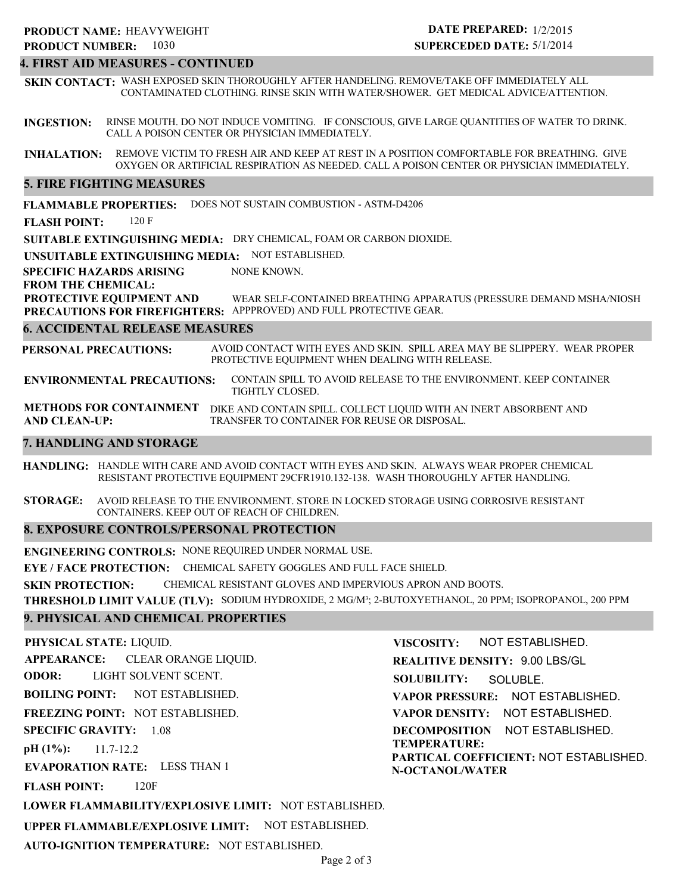**PRODUCT NAME:** HEAVYWEIGHT
**PRODUCT NUMBER:** 1030

**DATE PREPARED:** 1/2/2015
**SUPERCEDED DATE:** 5/1/2014

## 4. FIRST AID MEASURES - CONTINUED

**SKIN CONTACT:** WASH EXPOSED SKIN THOROUGHLY AFTER HANDELING. REMOVE/TAKE OFF IMMEDIATELY ALL CONTAMINATED CLOTHING. RINSE SKIN WITH WATER/SHOWER. GET MEDICAL ADVICE/ATTENTION.

**INGESTION:** RINSE MOUTH. DO NOT INDUCE VOMITING. IF CONSCIOUS, GIVE LARGE QUANTITIES OF WATER TO DRINK. CALL A POISON CENTER OR PHYSICIAN IMMEDIATELY.

**INHALATION:** REMOVE VICTIM TO FRESH AIR AND KEEP AT REST IN A POSITION COMFORTABLE FOR BREATHING. GIVE OXYGEN OR ARTIFICIAL RESPIRATION AS NEEDED. CALL A POISON CENTER OR PHYSICIAN IMMEDIATELY.

## 5. FIRE FIGHTING MEASURES

**FLAMMABLE PROPERTIES:** DOES NOT SUSTAIN COMBUSTION - ASTM-D4206

**FLASH POINT:** 120 F

**SUITABLE EXTINGUISHING MEDIA:** DRY CHEMICAL, FOAM OR CARBON DIOXIDE.

**UNSUITABLE EXTINGUISHING MEDIA:** NOT ESTABLISHED.

**SPECIFIC HAZARDS ARISING FROM THE CHEMICAL:** NONE KNOWN.

**PROTECTIVE EQUIPMENT AND PRECAUTIONS FOR FIREFIGHTERS:** WEAR SELF-CONTAINED BREATHING APPARATUS (PRESSURE DEMAND MSHA/NIOSH APPPROVED) AND FULL PROTECTIVE GEAR.

## 6. ACCIDENTAL RELEASE MEASURES

**PERSONAL PRECAUTIONS:** AVOID CONTACT WITH EYES AND SKIN. SPILL AREA MAY BE SLIPPERY. WEAR PROPER PROTECTIVE EQUIPMENT WHEN DEALING WITH RELEASE.

**ENVIRONMENTAL PRECAUTIONS:** CONTAIN SPILL TO AVOID RELEASE TO THE ENVIRONMENT. KEEP CONTAINER TIGHTLY CLOSED.

**METHODS FOR CONTAINMENT AND CLEAN-UP:** DIKE AND CONTAIN SPILL. COLLECT LIQUID WITH AN INERT ABSORBENT AND TRANSFER TO CONTAINER FOR REUSE OR DISPOSAL.

## 7. HANDLING AND STORAGE

**HANDLING:** HANDLE WITH CARE AND AVOID CONTACT WITH EYES AND SKIN. ALWAYS WEAR PROPER CHEMICAL RESISTANT PROTECTIVE EQUIPMENT 29CFR1910.132-138. WASH THOROUGHLY AFTER HANDLING.

**STORAGE:** AVOID RELEASE TO THE ENVIRONMENT. STORE IN LOCKED STORAGE USING CORROSIVE RESISTANT CONTAINERS. KEEP OUT OF REACH OF CHILDREN.

## 8. EXPOSURE CONTROLS/PERSONAL PROTECTION

**ENGINEERING CONTROLS:** NONE REQUIRED UNDER NORMAL USE.

**EYE / FACE PROTECTION:** CHEMICAL SAFETY GOGGLES AND FULL FACE SHIELD.

**SKIN PROTECTION:** CHEMICAL RESISTANT GLOVES AND IMPERVIOUS APRON AND BOOTS.

**THRESHOLD LIMIT VALUE (TLV):** SODIUM HYDROXIDE, 2 MG/M$^3$; 2-BUTOXYETHANOL, 20 PPM; ISOPROPANOL, 200 PPM

## 9. PHYSICAL AND CHEMICAL PROPERTIES

**PHYSICAL STATE:** LIQUID.

**APPEARANCE:** CLEAR ORANGE LIQUID.

**ODOR:** LIGHT SOLVENT SCENT.

**BOILING POINT:** NOT ESTABLISHED.

**FREEZING POINT:** NOT ESTABLISHED.

**SPECIFIC GRAVITY:** 1.08

**pH (1%):** 11.7-12.2

**EVAPORATION RATE:** LESS THAN 1

**FLASH POINT:** 120F

**LOWER FLAMMABILITY/EXPLOSIVE LIMIT:** NOT ESTABLISHED.

**UPPER FLAMMABLE/EXPLOSIVE LIMIT:** NOT ESTABLISHED.

**AUTO-IGNITION TEMPERATURE:** NOT ESTABLISHED.

**VISCOSITY:** NOT ESTABLISHED.

**REALITIVE DENSITY:** 9.00 LBS/GL

**SOLUBILITY:** SOLUBLE.

**VAPOR PRESSURE:** NOT ESTABLISHED.

**VAPOR DENSITY:** NOT ESTABLISHED.

**DECOMPOSITION TEMPERATURE:** NOT ESTABLISHED.

**PARTICAL COEFFICIENT: N-OCTANOL/WATER** NOT ESTABLISHED.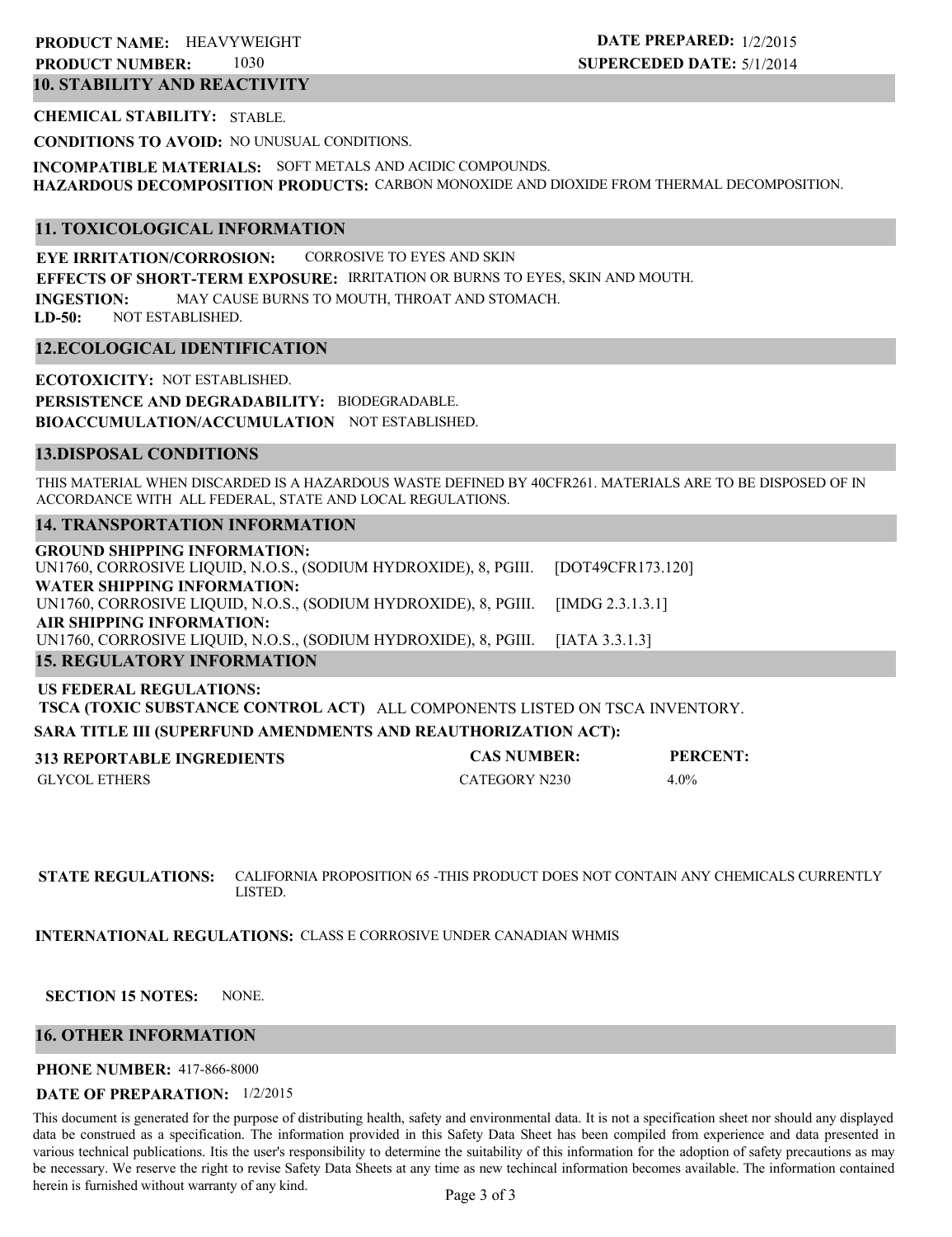**PRODUCT NAME:** HEAVYWEIGHT
**PRODUCT NUMBER:** 1030

**DATE PREPARED:** 1/2/2015
**SUPERCEDED DATE:** 5/1/2014

## 10. STABILITY AND REACTIVITY

**CHEMICAL STABILITY:** STABLE.

**CONDITIONS TO AVOID:** NO UNUSUAL CONDITIONS.

**INCOMPATIBLE MATERIALS:** SOFT METALS AND ACIDIC COMPOUNDS.

**HAZARDOUS DECOMPOSITION PRODUCTS:** CARBON MONOXIDE AND DIOXIDE FROM THERMAL DECOMPOSITION.

## 11. TOXICOLOGICAL INFORMATION

**EYE IRRITATION/CORROSION:** CORROSIVE TO EYES AND SKIN

**EFFECTS OF SHORT-TERM EXPOSURE:** IRRITATION OR BURNS TO EYES, SKIN AND MOUTH.

**INGESTION:** MAY CAUSE BURNS TO MOUTH, THROAT AND STOMACH.

**LD-50:** NOT ESTABLISHED.

## 12.ECOLOGICAL IDENTIFICATION

**ECOTOXICITY:** NOT ESTABLISHED.

**PERSISTENCE AND DEGRADABILITY:** BIODEGRADABLE.

**BIOACCUMULATION/ACCUMULATION** NOT ESTABLISHED.

## 13.DISPOSAL CONDITIONS

THIS MATERIAL WHEN DISCARDED IS A HAZARDOUS WASTE DEFINED BY 40CFR261. MATERIALS ARE TO BE DISPOSED OF IN ACCORDANCE WITH ALL FEDERAL, STATE AND LOCAL REGULATIONS.

## 14. TRANSPORTATION INFORMATION

**GROUND SHIPPING INFORMATION:**
UN1760, CORROSIVE LIQUID, N.O.S., (SODIUM HYDROXIDE), 8, PGIII. [DOT49CFR173.120]

**WATER SHIPPING INFORMATION:**
UN1760, CORROSIVE LIQUID, N.O.S., (SODIUM HYDROXIDE), 8, PGIII. [IMDG 2.3.1.3.1]

**AIR SHIPPING INFORMATION:**
UN1760, CORROSIVE LIQUID, N.O.S., (SODIUM HYDROXIDE), 8, PGIII. [IATA 3.3.1.3]

## 15. REGULATORY INFORMATION

**US FEDERAL REGULATIONS:**

**TSCA (TOXIC SUBSTANCE CONTROL ACT)** ALL COMPONENTS LISTED ON TSCA INVENTORY.

**SARA TITLE III (SUPERFUND AMENDMENTS AND REAUTHORIZATION ACT):**

| 313 REPORTABLE INGREDIENTS | CAS NUMBER: | PERCENT: |
|---|---|---|
| GLYCOL ETHERS | CATEGORY N230 | 4.0% |

**STATE REGULATIONS:** CALIFORNIA PROPOSITION 65 -THIS PRODUCT DOES NOT CONTAIN ANY CHEMICALS CURRENTLY LISTED.

**INTERNATIONAL REGULATIONS:** CLASS E CORROSIVE UNDER CANADIAN WHMIS

**SECTION 15 NOTES:** NONE.

## 16. OTHER INFORMATION

**PHONE NUMBER:** 417-866-8000

**DATE OF PREPARATION:** 1/2/2015

This document is generated for the purpose of distributing health, safety and environmental data. It is not a specification sheet nor should any displayed data be construed as a specification. The information provided in this Safety Data Sheet has been compiled from experience and data presented in various technical publications. Itis the user's responsibility to determine the suitability of this information for the adoption of safety precautions as may be necessary. We reserve the right to revise Safety Data Sheets at any time as new techincal information becomes available. The information contained herein is furnished without warranty of any kind.